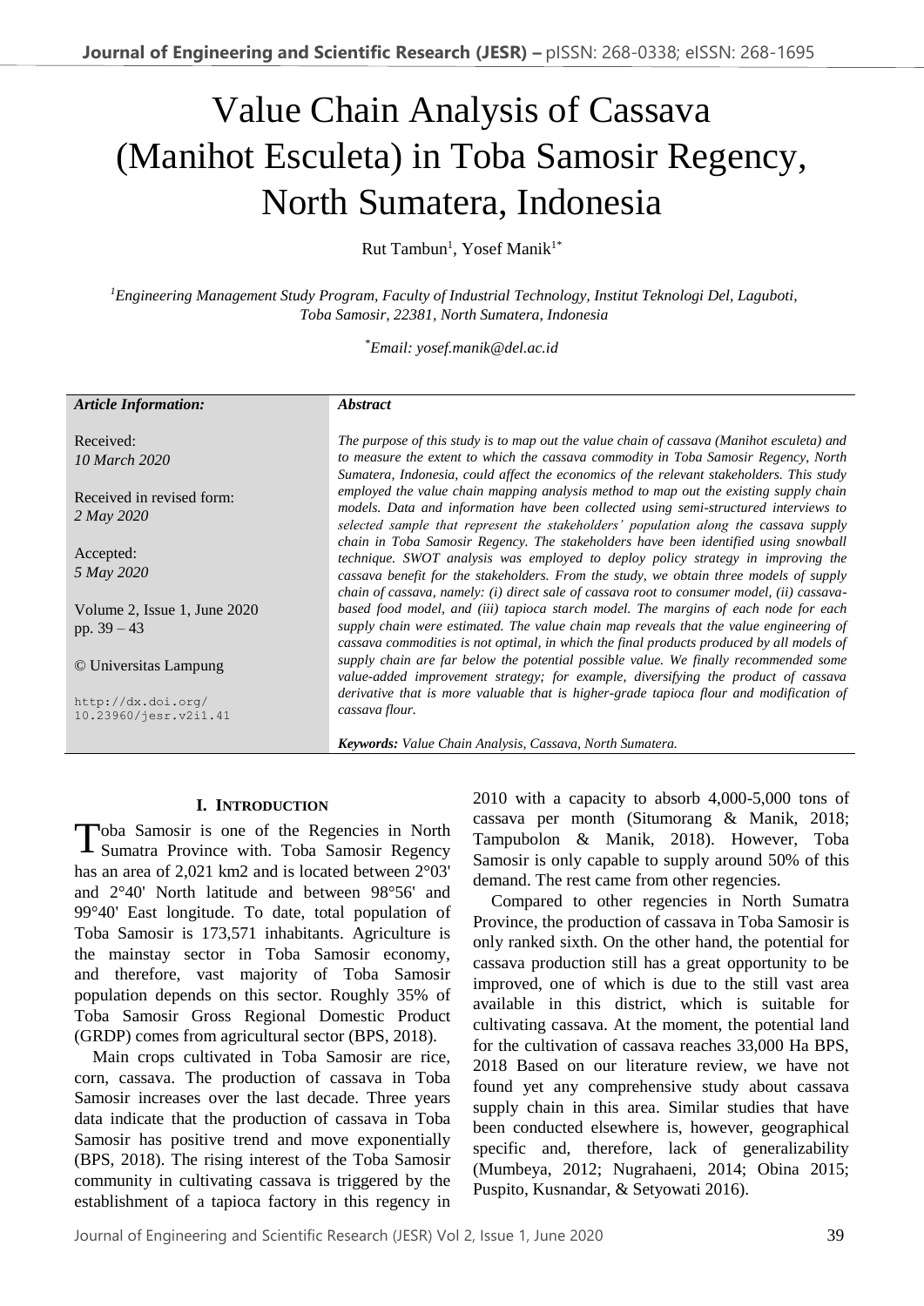# Value Chain Analysis of Cassava (Manihot Esculeta) in Toba Samosir Regency, North Sumatera, Indonesia

Rut Tambun[1], Yosef Manik[1*]

[1]*Engineering Management Study Program, Faculty of Industrial Technology, Institut Teknologi Del, Laguboti, Toba Samosir, 22381, North Sumatera, Indonesia*

[*]*Email: yosef.manik@del.ac.id*

| *Article Information:* | ***Abstract*** |
|---|---|
| Received: *10 March 2020*<br>Received in revised form: *2 May 2020*<br>Accepted: *5 May 2020*<br>Volume 2, Issue 1, June 2020<br>pp. 39 – 43<br>© Universitas Lampung<br>http://dx.doi.org/10.23960/jesr.v2i1.41 | *The purpose of this study is to map out the value chain of cassava (Manihot esculeta) and to measure the extent to which the cassava commodity in Toba Samosir Regency, North Sumatera, Indonesia, could affect the economics of the relevant stakeholders. This study employed the value chain mapping analysis method to map out the existing supply chain models. Data and information have been collected using semi-structured interviews to selected sample that represent the stakeholders' population along the cassava supply chain in Toba Samosir Regency. The stakeholders have been identified using snowball technique. SWOT analysis was employed to deploy policy strategy in improving the cassava benefit for the stakeholders. From the study, we obtain three models of supply chain of cassava, namely: (i) direct sale of cassava root to consumer model, (ii) cassava-based food model, and (iii) tapioca starch model. The margins of each node for each supply chain were estimated. The value chain map reveals that the value engineering of cassava commodities is not optimal, in which the final products produced by all models of supply chain are far below the potential possible value. We finally recommended some value-added improvement strategy; for example, diversifying the product of cassava derivative that is more valuable that is higher-grade tapioca flour and modification of cassava flour.*<br><br>***Keywords:*** *Value Chain Analysis, Cassava, North Sumatera.* |

## I. Introduction

Toba Samosir is one of the Regencies in North Sumatra Province with. Toba Samosir Regency has an area of 2,021 km2 and is located between 2°03' and 2°40' North latitude and between 98°56' and 99°40' East longitude. To date, total population of Toba Samosir is 173,571 inhabitants. Agriculture is the mainstay sector in Toba Samosir economy, and therefore, vast majority of Toba Samosir population depends on this sector. Roughly 35% of Toba Samosir Gross Regional Domestic Product (GRDP) comes from agricultural sector (BPS, 2018).

Main crops cultivated in Toba Samosir are rice, corn, cassava. The production of cassava in Toba Samosir increases over the last decade. Three years data indicate that the production of cassava in Toba Samosir has positive trend and move exponentially (BPS, 2018). The rising interest of the Toba Samosir community in cultivating cassava is triggered by the establishment of a tapioca factory in this regency in 2010 with a capacity to absorb 4,000-5,000 tons of cassava per month (Situmorang & Manik, 2018; Tampubolon & Manik, 2018). However, Toba Samosir is only capable to supply around 50% of this demand. The rest came from other regencies.

Compared to other regencies in North Sumatra Province, the production of cassava in Toba Samosir is only ranked sixth. On the other hand, the potential for cassava production still has a great opportunity to be improved, one of which is due to the still vast area available in this district, which is suitable for cultivating cassava. At the moment, the potential land for the cultivation of cassava reaches 33,000 Ha BPS, 2018 Based on our literature review, we have not found yet any comprehensive study about cassava supply chain in this area. Similar studies that have been conducted elsewhere is, however, geographical specific and, therefore, lack of generalizability (Mumbeya, 2012; Nugrahaeni, 2014; Obina 2015; Puspito, Kusnandar, & Setyowati 2016).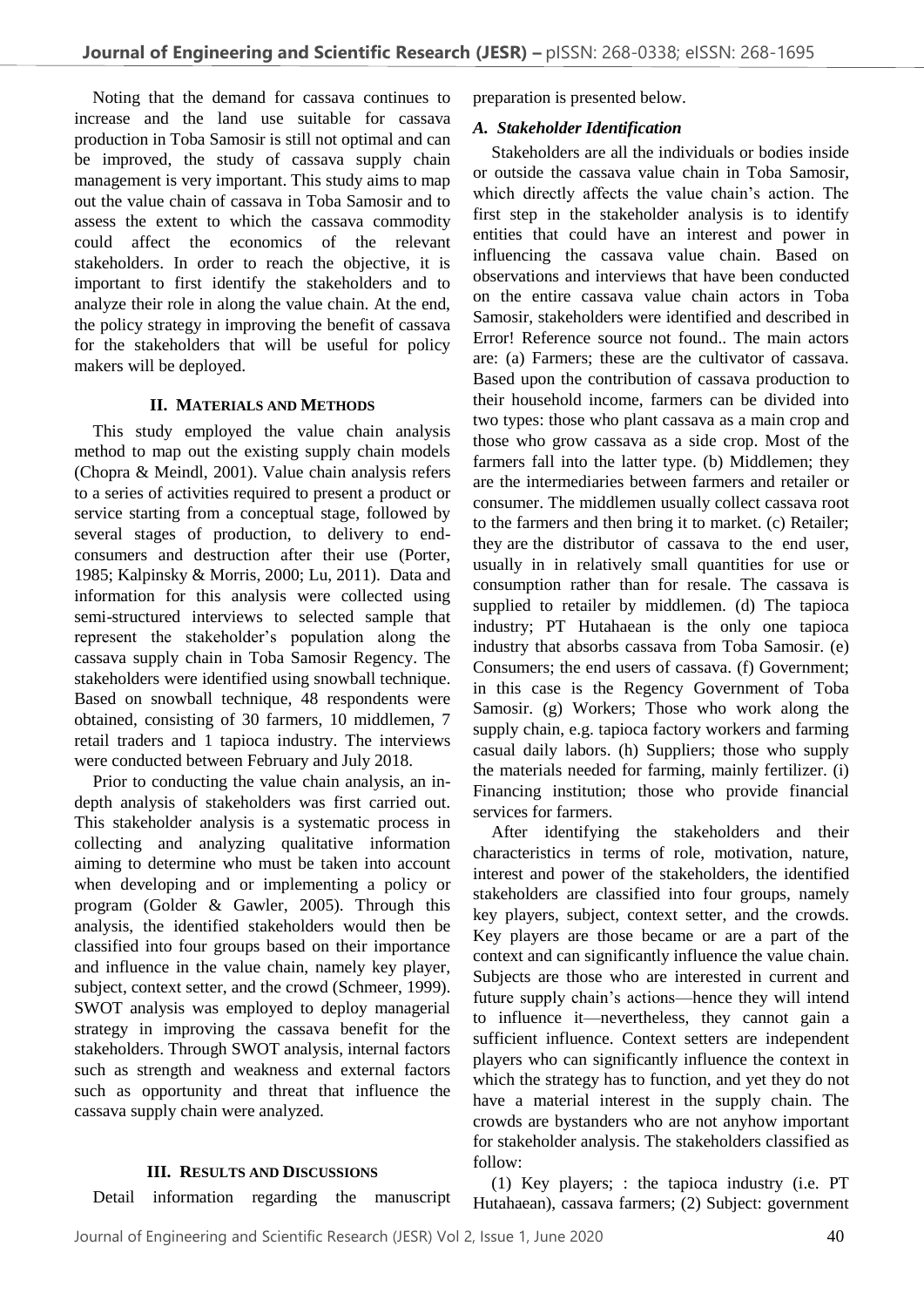Noting that the demand for cassava continues to increase and the land use suitable for cassava production in Toba Samosir is still not optimal and can be improved, the study of cassava supply chain management is very important. This study aims to map out the value chain of cassava in Toba Samosir and to assess the extent to which the cassava commodity could affect the economics of the relevant stakeholders. In order to reach the objective, it is important to first identify the stakeholders and to analyze their role in along the value chain. At the end, the policy strategy in improving the benefit of cassava for the stakeholders that will be useful for policy makers will be deployed.

## II. Materials and Methods

This study employed the value chain analysis method to map out the existing supply chain models (Chopra & Meindl, 2001). Value chain analysis refers to a series of activities required to present a product or service starting from a conceptual stage, followed by several stages of production, to delivery to end-consumers and destruction after their use (Porter, 1985; Kalpinsky & Morris, 2000; Lu, 2011). Data and information for this analysis were collected using semi-structured interviews to selected sample that represent the stakeholder's population along the cassava supply chain in Toba Samosir Regency. The stakeholders were identified using snowball technique. Based on snowball technique, 48 respondents were obtained, consisting of 30 farmers, 10 middlemen, 7 retail traders and 1 tapioca industry. The interviews were conducted between February and July 2018.

Prior to conducting the value chain analysis, an in-depth analysis of stakeholders was first carried out. This stakeholder analysis is a systematic process in collecting and analyzing qualitative information aiming to determine who must be taken into account when developing and or implementing a policy or program (Golder & Gawler, 2005). Through this analysis, the identified stakeholders would then be classified into four groups based on their importance and influence in the value chain, namely key player, subject, context setter, and the crowd (Schmeer, 1999). SWOT analysis was employed to deploy managerial strategy in improving the cassava benefit for the stakeholders. Through SWOT analysis, internal factors such as strength and weakness and external factors such as opportunity and threat that influence the cassava supply chain were analyzed.

## III. Results and Discussions

Detail information regarding the manuscript preparation is presented below.

### *A. Stakeholder Identification*

Stakeholders are all the individuals or bodies inside or outside the cassava value chain in Toba Samosir, which directly affects the value chain's action. The first step in the stakeholder analysis is to identify entities that could have an interest and power in influencing the cassava value chain. Based on observations and interviews that have been conducted on the entire cassava value chain actors in Toba Samosir, stakeholders were identified and described in Error! Reference source not found.. The main actors are: (a) Farmers; these are the cultivator of cassava. Based upon the contribution of cassava production to their household income, farmers can be divided into two types: those who plant cassava as a main crop and those who grow cassava as a side crop. Most of the farmers fall into the latter type. (b) Middlemen; they are the intermediaries between farmers and retailer or consumer. The middlemen usually collect cassava root to the farmers and then bring it to market. (c) Retailer; they are the distributor of cassava to the end user, usually in in relatively small quantities for use or consumption rather than for resale. The cassava is supplied to retailer by middlemen. (d) The tapioca industry; PT Hutahaean is the only one tapioca industry that absorbs cassava from Toba Samosir. (e) Consumers; the end users of cassava. (f) Government; in this case is the Regency Government of Toba Samosir. (g) Workers; Those who work along the supply chain, e.g. tapioca factory workers and farming casual daily labors. (h) Suppliers; those who supply the materials needed for farming, mainly fertilizer. (i) Financing institution; those who provide financial services for farmers.

After identifying the stakeholders and their characteristics in terms of role, motivation, nature, interest and power of the stakeholders, the identified stakeholders are classified into four groups, namely key players, subject, context setter, and the crowds. Key players are those became or are a part of the context and can significantly influence the value chain. Subjects are those who are interested in current and future supply chain's actions—hence they will intend to influence it—nevertheless, they cannot gain a sufficient influence. Context setters are independent players who can significantly influence the context in which the strategy has to function, and yet they do not have a material interest in the supply chain. The crowds are bystanders who are not anyhow important for stakeholder analysis. The stakeholders classified as follow:

(1) Key players; : the tapioca industry (i.e. PT Hutahaean), cassava farmers; (2) Subject: government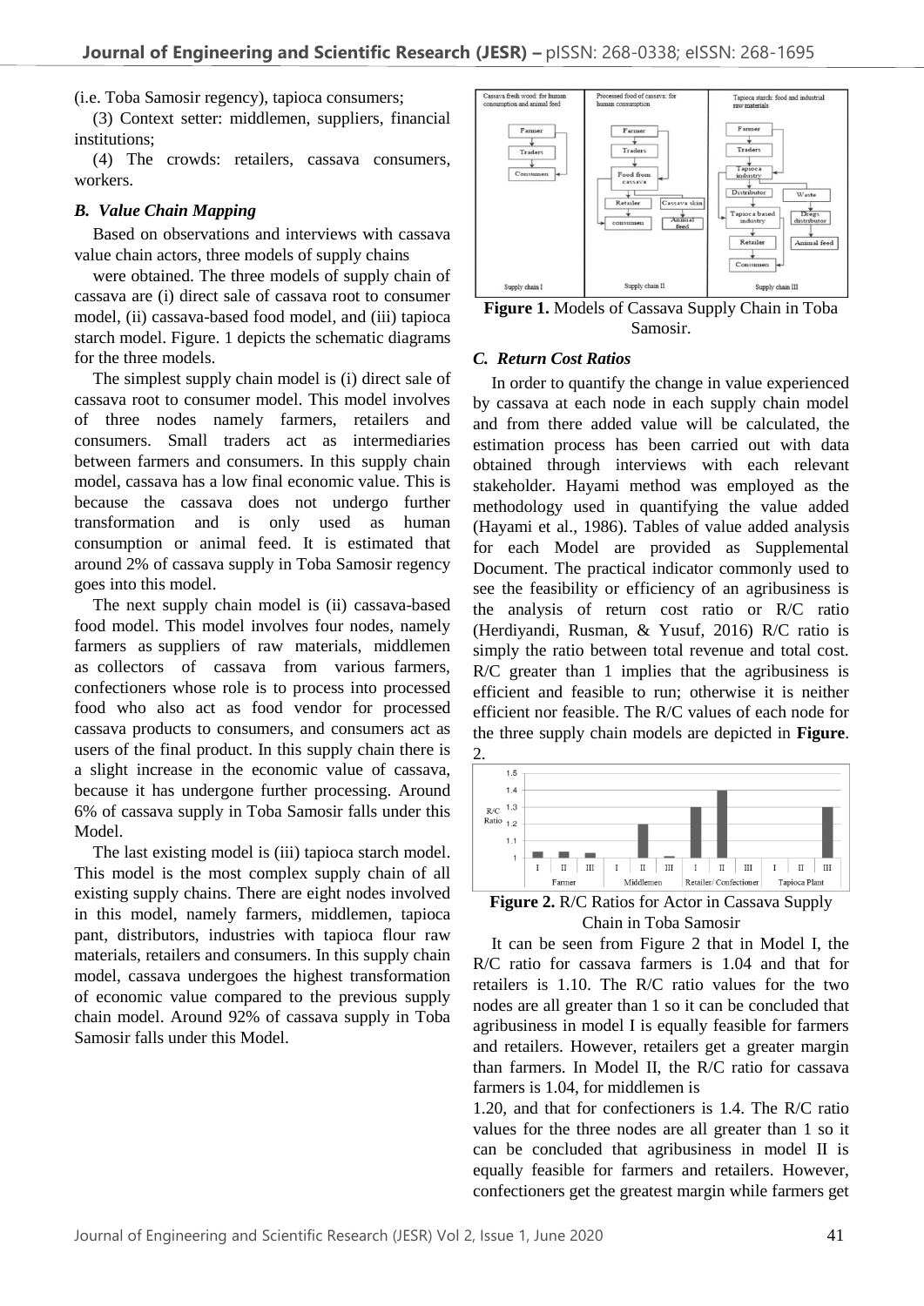(i.e. Toba Samosir regency), tapioca consumers;

(3) Context setter: middlemen, suppliers, financial institutions;

(4) The crowds: retailers, cassava consumers, workers.

### *B. Value Chain Mapping*

Based on observations and interviews with cassava value chain actors, three models of supply chains were obtained. The three models of supply chain of cassava are (i) direct sale of cassava root to consumer model, (ii) cassava-based food model, and (iii) tapioca starch model. Figure. 1 depicts the schematic diagrams for the three models.

The simplest supply chain model is (i) direct sale of cassava root to consumer model. This model involves of three nodes namely farmers, retailers and consumers. Small traders act as intermediaries between farmers and consumers. In this supply chain model, cassava has a low final economic value. This is because the cassava does not undergo further transformation and is only used as human consumption or animal feed. It is estimated that around 2% of cassava supply in Toba Samosir regency goes into this model.

The next supply chain model is (ii) cassava-based food model. This model involves four nodes, namely farmers as suppliers of raw materials, middlemen as collectors of cassava from various farmers, confectioners whose role is to process into processed food who also act as food vendor for processed cassava products to consumers, and consumers act as users of the final product. In this supply chain there is a slight increase in the economic value of cassava, because it has undergone further processing. Around 6% of cassava supply in Toba Samosir falls under this Model.

The last existing model is (iii) tapioca starch model. This model is the most complex supply chain of all existing supply chains. There are eight nodes involved in this model, namely farmers, middlemen, tapioca pant, distributors, industries with tapioca flour raw materials, retailers and consumers. In this supply chain model, cassava undergoes the highest transformation of economic value compared to the previous supply chain model. Around 92% of cassava supply in Toba Samosir falls under this Model.

**Figure 1.** Models of Cassava Supply Chain in Toba Samosir.

### *C. Return Cost Ratios*

In order to quantify the change in value experienced by cassava at each node in each supply chain model and from there added value will be calculated, the estimation process has been carried out with data obtained through interviews with each relevant stakeholder. Hayami method was employed as the methodology used in quantifying the value added (Hayami et al., 1986). Tables of value added analysis for each Model are provided as Supplemental Document. The practical indicator commonly used to see the feasibility or efficiency of an agribusiness is the analysis of return cost ratio or R/C ratio (Herdiyandi, Rusman, & Yusuf, 2016) R/C ratio is simply the ratio between total revenue and total cost. R/C greater than 1 implies that the agribusiness is efficient and feasible to run; otherwise it is neither efficient nor feasible. The R/C values of each node for the three supply chain models are depicted in **Figure**. 2.

**Figure 2.** R/C Ratios for Actor in Cassava Supply Chain in Toba Samosir

It can be seen from Figure 2 that in Model I, the R/C ratio for cassava farmers is 1.04 and that for retailers is 1.10. The R/C ratio values for the two nodes are all greater than 1 so it can be concluded that agribusiness in model I is equally feasible for farmers and retailers. However, retailers get a greater margin than farmers. In Model II, the R/C ratio for cassava farmers is 1.04, for middlemen is 1.20, and that for confectioners is 1.4. The R/C ratio values for the three nodes are all greater than 1 so it can be concluded that agribusiness in model II is equally feasible for farmers and retailers. However, confectioners get the greatest margin while farmers get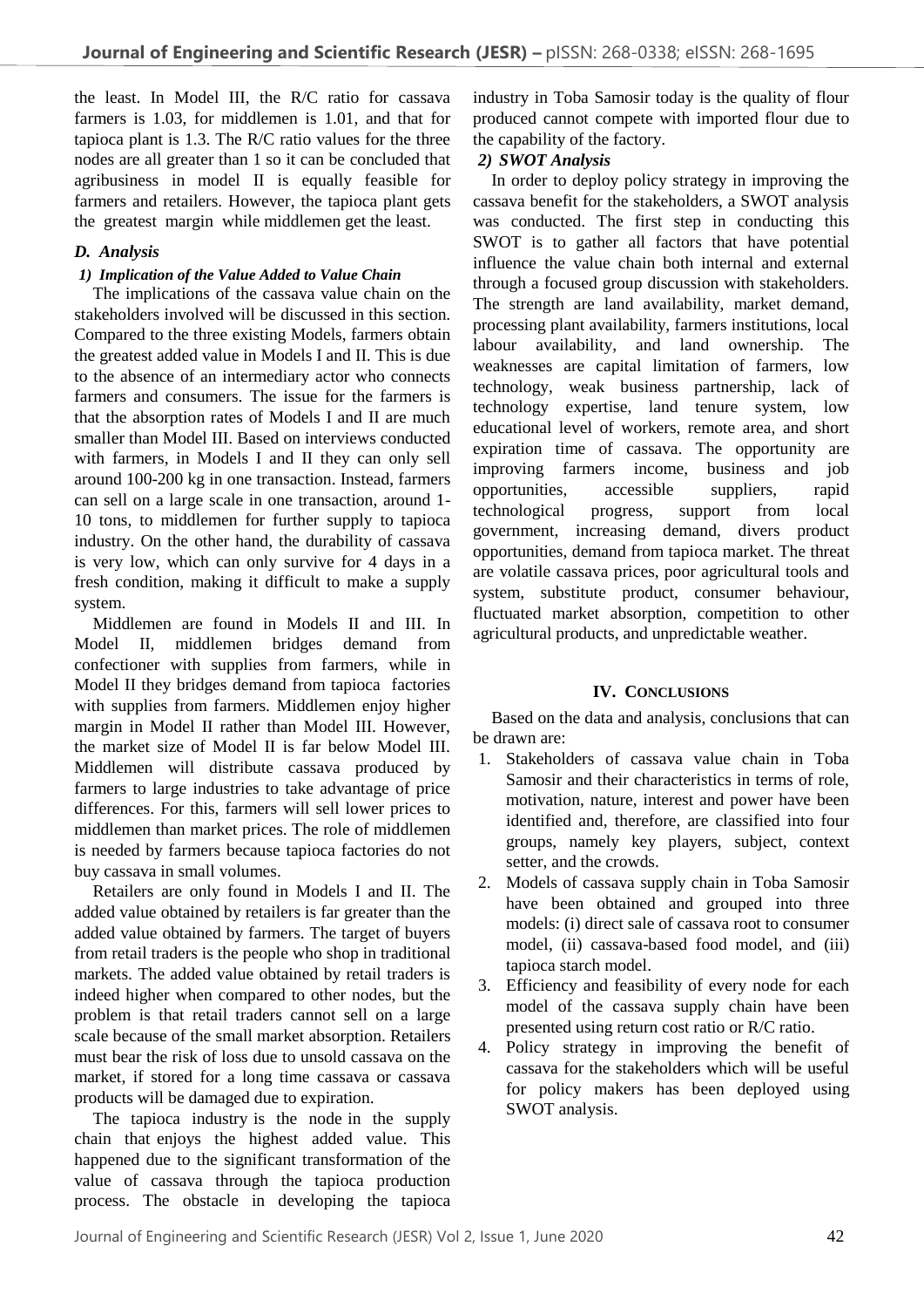the least. In Model III, the R/C ratio for cassava farmers is 1.03, for middlemen is 1.01, and that for tapioca plant is 1.3. The R/C ratio values for the three nodes are all greater than 1 so it can be concluded that agribusiness in model II is equally feasible for farmers and retailers. However, the tapioca plant gets the greatest margin while middlemen get the least.

### *D. Analysis*

#### *1) Implication of the Value Added to Value Chain*

The implications of the cassava value chain on the stakeholders involved will be discussed in this section. Compared to the three existing Models, farmers obtain the greatest added value in Models I and II. This is due to the absence of an intermediary actor who connects farmers and consumers. The issue for the farmers is that the absorption rates of Models I and II are much smaller than Model III. Based on interviews conducted with farmers, in Models I and II they can only sell around 100-200 kg in one transaction. Instead, farmers can sell on a large scale in one transaction, around 1-10 tons, to middlemen for further supply to tapioca industry. On the other hand, the durability of cassava is very low, which can only survive for 4 days in a fresh condition, making it difficult to make a supply system.

Middlemen are found in Models II and III. In Model II, middlemen bridges demand from confectioner with supplies from farmers, while in Model II they bridges demand from tapioca factories with supplies from farmers. Middlemen enjoy higher margin in Model II rather than Model III. However, the market size of Model II is far below Model III. Middlemen will distribute cassava produced by farmers to large industries to take advantage of price differences. For this, farmers will sell lower prices to middlemen than market prices. The role of middlemen is needed by farmers because tapioca factories do not buy cassava in small volumes.

Retailers are only found in Models I and II. The added value obtained by retailers is far greater than the added value obtained by farmers. The target of buyers from retail traders is the people who shop in traditional markets. The added value obtained by retail traders is indeed higher when compared to other nodes, but the problem is that retail traders cannot sell on a large scale because of the small market absorption. Retailers must bear the risk of loss due to unsold cassava on the market, if stored for a long time cassava or cassava products will be damaged due to expiration.

The tapioca industry is the node in the supply chain that enjoys the highest added value. This happened due to the significant transformation of the value of cassava through the tapioca production process. The obstacle in developing the tapioca industry in Toba Samosir today is the quality of flour produced cannot compete with imported flour due to the capability of the factory.

#### *2) SWOT Analysis*

In order to deploy policy strategy in improving the cassava benefit for the stakeholders, a SWOT analysis was conducted. The first step in conducting this SWOT is to gather all factors that have potential influence the value chain both internal and external through a focused group discussion with stakeholders. The strength are land availability, market demand, processing plant availability, farmers institutions, local labour availability, and land ownership. The weaknesses are capital limitation of farmers, low technology, weak business partnership, lack of technology expertise, land tenure system, low educational level of workers, remote area, and short expiration time of cassava. The opportunity are improving farmers income, business and job opportunities, accessible suppliers, rapid technological progress, support from local government, increasing demand, divers product opportunities, demand from tapioca market. The threat are volatile cassava prices, poor agricultural tools and system, substitute product, consumer behaviour, fluctuated market absorption, competition to other agricultural products, and unpredictable weather.

## IV. CONCLUSIONS

Based on the data and analysis, conclusions that can be drawn are:

1. Stakeholders of cassava value chain in Toba Samosir and their characteristics in terms of role, motivation, nature, interest and power have been identified and, therefore, are classified into four groups, namely key players, subject, context setter, and the crowds.
2. Models of cassava supply chain in Toba Samosir have been obtained and grouped into three models: (i) direct sale of cassava root to consumer model, (ii) cassava-based food model, and (iii) tapioca starch model.
3. Efficiency and feasibility of every node for each model of the cassava supply chain have been presented using return cost ratio or R/C ratio.
4. Policy strategy in improving the benefit of cassava for the stakeholders which will be useful for policy makers has been deployed using SWOT analysis.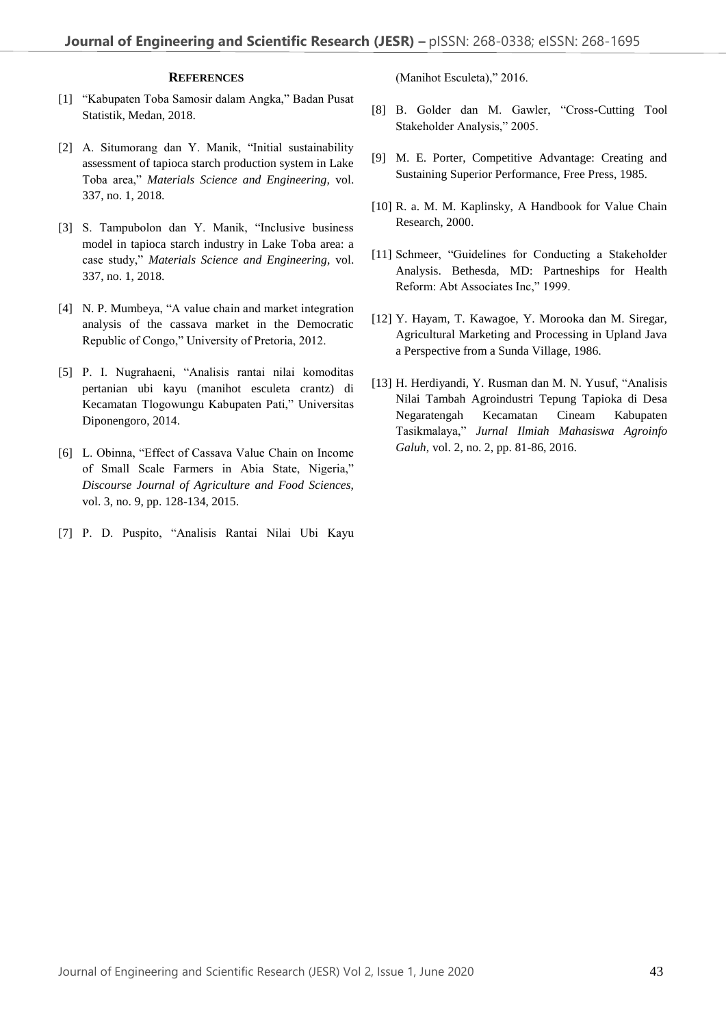## REFERENCES

[1] "Kabupaten Toba Samosir dalam Angka," Badan Pusat Statistik, Medan, 2018.

[2] A. Situmorang dan Y. Manik, "Initial sustainability assessment of tapioca starch production system in Lake Toba area," *Materials Science and Engineering,* vol. 337, no. 1, 2018.

[3] S. Tampubolon dan Y. Manik, "Inclusive business model in tapioca starch industry in Lake Toba area: a case study," *Materials Science and Engineering,* vol. 337, no. 1, 2018.

[4] N. P. Mumbeya, "A value chain and market integration analysis of the cassava market in the Democratic Republic of Congo," University of Pretoria, 2012.

[5] P. I. Nugrahaeni, "Analisis rantai nilai komoditas pertanian ubi kayu (manihot esculeta crantz) di Kecamatan Tlogowungu Kabupaten Pati," Universitas Diponengoro, 2014.

[6] L. Obinna, "Effect of Cassava Value Chain on Income of Small Scale Farmers in Abia State, Nigeria," *Discourse Journal of Agriculture and Food Sciences,* vol. 3, no. 9, pp. 128-134, 2015.

[7] P. D. Puspito, "Analisis Rantai Nilai Ubi Kayu (Manihot Esculeta)," 2016.

[8] B. Golder dan M. Gawler, "Cross-Cutting Tool Stakeholder Analysis," 2005.

[9] M. E. Porter, Competitive Advantage: Creating and Sustaining Superior Performance, Free Press, 1985.

[10] R. a. M. M. Kaplinsky, A Handbook for Value Chain Research, 2000.

[11] Schmeer, "Guidelines for Conducting a Stakeholder Analysis. Bethesda, MD: Partneships for Health Reform: Abt Associates Inc," 1999.

[12] Y. Hayam, T. Kawagoe, Y. Morooka dan M. Siregar, Agricultural Marketing and Processing in Upland Java a Perspective from a Sunda Village, 1986.

[13] H. Herdiyandi, Y. Rusman dan M. N. Yusuf, "Analisis Nilai Tambah Agroindustri Tepung Tapioka di Desa Negaratengah Kecamatan Cineam Kabupaten Tasikmalaya," *Jurnal Ilmiah Mahasiswa Agroinfo Galuh,* vol. 2, no. 2, pp. 81-86, 2016.